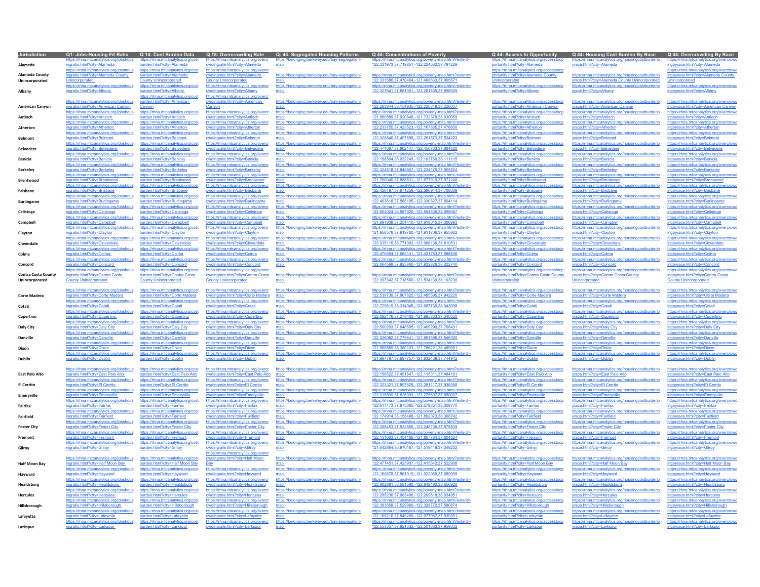| Jurisdiction | Q1: Jobs-Housing Fit Ratio | Q 14: Cost Burden Data | Q 15: Overcrowding Rate | Q: 44: Segregated Housing Patterns | Q 44: Concentrations of Poverty | Q 44: Access to Opportunity | Q 44: Housing Cost Burden By Race | Q 44: Overcrowding By Race |
|---|---|---|---|---|---|---|---|---|
| **Alameda** | https://rhna.mtcanalytics.org/jobshousingratio.html?city=Alameda | https://rhna.mtcanalytics.org/costburden.html?city=Alameda | https://rhna.mtcanalytics.org/overcrowdingrate.html?city=Alameda | https://belonging.berkeley.edu/bay-segregation-map | https://rhna.mtcanalytics.org/poverty-map.html?extent=-122.331973,37.719851,-122.224562,37.797229 | https://rhna.mtcanalytics.org/accesstoopportunity.html?city=Alameda | https://rhna.mtcanalytics.org/housingcostburdenbyrace.html?city=Alameda | https://rhna.mtcanalytics.org/overcrowdingbyrace.html?city=Alameda |
| **Alameda County Unincorporated** | https://rhna.mtcanalytics.org/jobshousingratio.html?city=Alameda County Unincorporated | https://rhna.mtcanalytics.org/costburden.html?city=Alameda County Unincorporated | https://rhna.mtcanalytics.org/overcrowdingrate.html?city=Alameda County Unincorporated | https://belonging.berkeley.edu/bay-segregation-map | https://rhna.mtcanalytics.org/poverty-map.html?extent=-122.331580,37.470464,-121.468633,37.905671 | https://rhna.mtcanalytics.org/accesstoopportunity.html?city=Alameda County Unincorporated | https://rhna.mtcanalytics.org/housingcostburdenbyrace.html?city=Alameda County Unincorporated | https://rhna.mtcanalytics.org/overcrowdingbyrace.html?city=Alameda County Unincorporated |
| **Albany** | https://rhna.mtcanalytics.org/jobshousingratio.html?city=Albany | https://rhna.mtcanalytics.org/costburden.html?city=Albany | https://rhna.mtcanalytics.org/overcrowdingrate.html?city=Albany | https://belonging.berkeley.edu/bay-segregation-map | https://rhna.mtcanalytics.org/poverty-map.html?extent=-122.327841,37.881361,-122.281639,37.898925 | https://rhna.mtcanalytics.org/accesstoopportunity.html?city=Albany | https://rhna.mtcanalytics.org/housingcostburdenbyrace.html?city=Albany | https://rhna.mtcanalytics.org/overcrowdingbyrace.html?city=Albany |
| **American Canyon** | https://rhna.mtcanalytics.org/jobshousingratio.html?city=American Canyon | https://rhna.mtcanalytics.org/costburden.html?city=American Canyon | https://rhna.mtcanalytics.org/overcrowdingrate.html?city=American Canyon | https://belonging.berkeley.edu/bay-segregation-map | https://rhna.mtcanalytics.org/poverty-map.html?extent=-122.283844,38.154935,-122.226348,38.226037 | https://rhna.mtcanalytics.org/accesstoopportunity.html?city=American Canyon | https://rhna.mtcanalytics.org/housingcostburdenbyrace.html?city=American Canyon | https://rhna.mtcanalytics.org/overcrowdingbyrace.html?city=American Canyon |
| **Antioch** | https://rhna.mtcanalytics.org/jobshousingratio.html?city=Antioch | https://rhna.mtcanalytics.org/costburden.html?city=Antioch | https://rhna.mtcanalytics.org/overcrowdingrate.html?city=Antioch | https://belonging.berkeley.edu/bay-segregation-map | https://rhna.mtcanalytics.org/poverty-map.html?extent=-121.860589,37.920848,-121.732378,38.030059 | https://rhna.mtcanalytics.org/accesstoopportunity.html?city=Antioch | https://rhna.mtcanalytics.org/housingcostburdenbyrace.html?city=Antioch | https://rhna.mtcanalytics.org/overcrowdingbyrace.html?city=Antioch |
| **Atherton** | https://rhna.mtcanalytics.org/jobshousingratio.html?city=Atherton | https://rhna.mtcanalytics.org/costburden.html?city=Atherton | https://rhna.mtcanalytics.org/overcrowdingrate.html?city=Atherton | https://belonging.berkeley.edu/bay-segregation-map | https://rhna.mtcanalytics.org/poverty-map.html?extent=-122.233755,37.423523,-122.167865,37.476850 | https://rhna.mtcanalytics.org/accesstoopportunity.html?city=Atherton | https://rhna.mtcanalytics.org/housingcostburdenbyrace.html?city=Atherton | https://rhna.mtcanalytics.org/overcrowdingbyrace.html?city=Atherton |
| **Belmont** | https://rhna.mtcanalytics.org/jobshousingratio.html?city=Belmont | https://rhna.mtcanalytics.org/costburden.html?city=Belmont | https://rhna.mtcanalytics.org/overcrowdingrate.html?city=Belmont | https://belonging.berkeley.edu/bay-segregation-map | https://rhna.mtcanalytics.org/poverty-map.html?extent=-122.328840,37.497598,-122.261573,37.534223 | https://rhna.mtcanalytics.org/accesstoopportunity.html?city=Belmont | https://rhna.mtcanalytics.org/housingcostburdenbyrace.html?city=Belmont | https://rhna.mtcanalytics.org/overcrowdingbyrace.html?city=Belmont |
| **Belvedere** | https://rhna.mtcanalytics.org/jobshousingratio.html?city=Belvedere | https://rhna.mtcanalytics.org/costburden.html?city=Belvedere | https://rhna.mtcanalytics.org/overcrowdingrate.html?city=Belvedere | https://belonging.berkeley.edu/bay-segregation-map | https://rhna.mtcanalytics.org/poverty-map.html?extent=-122.474087,37.862147,-122.456763,37.884028 | https://rhna.mtcanalytics.org/accesstoopportunity.html?city=Belvedere | https://rhna.mtcanalytics.org/housingcostburdenbyrace.html?city=Belvedere | https://rhna.mtcanalytics.org/overcrowdingbyrace.html?city=Belvedere |
| **Benicia** | https://rhna.mtcanalytics.org/jobshousingratio.html?city=Benicia | https://rhna.mtcanalytics.org/costburden.html?city=Benicia | https://rhna.mtcanalytics.org/overcrowdingrate.html?city=Benicia | https://belonging.berkeley.edu/bay-segregation-map | https://rhna.mtcanalytics.org/poverty-map.html?extent=-122.198504,38.032249,-122.103760,38.111115 | https://rhna.mtcanalytics.org/accesstoopportunity.html?city=Benicia | https://rhna.mtcanalytics.org/housingcostburdenbyrace.html?city=Benicia | https://rhna.mtcanalytics.org/overcrowdingbyrace.html?city=Benicia |
| **Berkeley** | https://rhna.mtcanalytics.org/jobshousingratio.html?city=Berkeley | https://rhna.mtcanalytics.org/costburden.html?city=Berkeley | https://rhna.mtcanalytics.org/overcrowdingrate.html?city=Berkeley | https://belonging.berkeley.edu/bay-segregation-map | https://rhna.mtcanalytics.org/poverty-map.html?extent=-122.324818,37.845867,-122.234179,37.905824 | https://rhna.mtcanalytics.org/accesstoopportunity.html?city=Berkeley | https://rhna.mtcanalytics.org/housingcostburdenbyrace.html?city=Berkeley | https://rhna.mtcanalytics.org/overcrowdingbyrace.html?city=Berkeley |
| **Brentwood** | https://rhna.mtcanalytics.org/jobshousingratio.html?city=Brentwood | https://rhna.mtcanalytics.org/costburden.html?city=Brentwood | https://rhna.mtcanalytics.org/overcrowdingrate.html?city=Brentwood | https://belonging.berkeley.edu/bay-segregation-map | https://rhna.mtcanalytics.org/poverty-map.html?extent=-121.760040,37.888831,-121.677919,37.971248 | https://rhna.mtcanalytics.org/accesstoopportunity.html?city=Brentwood | https://rhna.mtcanalytics.org/housingcostburdenbyrace.html?city=Brentwood | https://rhna.mtcanalytics.org/overcrowdingbyrace.html?city=Brentwood |
| **Brisbane** | https://rhna.mtcanalytics.org/jobshousingratio.html?city=Brisbane | https://rhna.mtcanalytics.org/costburden.html?city=Brisbane | https://rhna.mtcanalytics.org/overcrowdingrate.html?city=Brisbane | https://belonging.berkeley.edu/bay-segregation-map | https://rhna.mtcanalytics.org/poverty-map.html?extent=-122.426497,37.671258,-122.380044,37.708339 | https://rhna.mtcanalytics.org/accesstoopportunity.html?city=Brisbane | https://rhna.mtcanalytics.org/housingcostburdenbyrace.html?city=Brisbane | https://rhna.mtcanalytics.org/overcrowdingbyrace.html?city=Brisbane |
| **Burlingame** | https://rhna.mtcanalytics.org/jobshousingratio.html?city=Burlingame | https://rhna.mtcanalytics.org/costburden.html?city=Burlingame | https://rhna.mtcanalytics.org/overcrowdingrate.html?city=Burlingame | https://belonging.berkeley.edu/bay-segregation-map | https://rhna.mtcanalytics.org/poverty-map.html?extent=-122.403618,37.568105,-122.330827,37.604114 | https://rhna.mtcanalytics.org/accesstoopportunity.html?city=Burlingame | https://rhna.mtcanalytics.org/housingcostburdenbyrace.html?city=Burlingame | https://rhna.mtcanalytics.org/overcrowdingbyrace.html?city=Burlingame |
| **Calistoga** | https://rhna.mtcanalytics.org/jobshousingratio.html?city=Calistoga | https://rhna.mtcanalytics.org/costburden.html?city=Calistoga | https://rhna.mtcanalytics.org/overcrowdingrate.html?city=Calistoga | https://belonging.berkeley.edu/bay-segregation-map | https://rhna.mtcanalytics.org/poverty-map.html?extent=-122.604024,38.567920,-122.554836,38.596067 | https://rhna.mtcanalytics.org/accesstoopportunity.html?city=Calistoga | https://rhna.mtcanalytics.org/housingcostburdenbyrace.html?city=Calistoga | https://rhna.mtcanalytics.org/overcrowdingbyrace.html?city=Calistoga |
| **Campbell** | https://rhna.mtcanalytics.org/jobshousingratio.html?city=Campbell | https://rhna.mtcanalytics.org/costburden.html?city=Campbell | https://rhna.mtcanalytics.org/overcrowdingrate.html?city=Campbell | https://belonging.berkeley.edu/bay-segregation-map | https://rhna.mtcanalytics.org/poverty-map.html?extent=-121.991938,37.254410,-121.918045,37.306993 | https://rhna.mtcanalytics.org/accesstoopportunity.html?city=Campbell | https://rhna.mtcanalytics.org/housingcostburdenbyrace.html?city=Campbell | https://rhna.mtcanalytics.org/overcrowdingbyrace.html?city=Campbell |
| **Clayton** | https://rhna.mtcanalytics.org/jobshousingratio.html?city=Clayton | https://rhna.mtcanalytics.org/costburden.html?city=Clayton | https://rhna.mtcanalytics.org/overcrowdingrate.html?city=Clayton | https://belonging.berkeley.edu/bay-segregation-map | https://rhna.mtcanalytics.org/poverty-map.html?extent=-121.956576,37.919760,-121.911706,37.955862 | https://rhna.mtcanalytics.org/accesstoopportunity.html?city=Clayton | https://rhna.mtcanalytics.org/housingcostburdenbyrace.html?city=Clayton | https://rhna.mtcanalytics.org/overcrowdingbyrace.html?city=Clayton |
| **Cloverdale** | https://rhna.mtcanalytics.org/jobshousingratio.html?city=Cloverdale | https://rhna.mtcanalytics.org/costburden.html?city=Cloverdale | https://rhna.mtcanalytics.org/overcrowdingrate.html?city=Cloverdale | https://belonging.berkeley.edu/bay-segregation-map | https://rhna.mtcanalytics.org/poverty-map.html?extent=-123.035115,38.771962,-122.988136,38.819531 | https://rhna.mtcanalytics.org/accesstoopportunity.html?city=Cloverdale | https://rhna.mtcanalytics.org/housingcostburdenbyrace.html?city=Cloverdale | https://rhna.mtcanalytics.org/overcrowdingbyrace.html?city=Cloverdale |
| **Colma** | https://rhna.mtcanalytics.org/jobshousingratio.html?city=Colma | https://rhna.mtcanalytics.org/costburden.html?city=Colma | https://rhna.mtcanalytics.org/overcrowdingrate.html?city=Colma | https://belonging.berkeley.edu/bay-segregation-map | https://rhna.mtcanalytics.org/poverty-map.html?extent=-122.470694,37.665141,-122.431783,37.688836 | https://rhna.mtcanalytics.org/accesstoopportunity.html?city=Colma | https://rhna.mtcanalytics.org/housingcostburdenbyrace.html?city=Colma | https://rhna.mtcanalytics.org/overcrowdingbyrace.html?city=Colma |
| **Concord** | https://rhna.mtcanalytics.org/jobshousingratio.html?city=Concord | https://rhna.mtcanalytics.org/costburden.html?city=Concord | https://rhna.mtcanalytics.org/overcrowdingrate.html?city=Concord | https://belonging.berkeley.edu/bay-segregation-map | https://rhna.mtcanalytics.org/poverty-map.html?extent=-122.064568,37.923860,-121.932826,38.022740 | https://rhna.mtcanalytics.org/accesstoopportunity.html?city=Concord | https://rhna.mtcanalytics.org/housingcostburdenbyrace.html?city=Concord | https://rhna.mtcanalytics.org/overcrowdingbyrace.html?city=Concord |
| **Contra Costa County Unincorporated** | https://rhna.mtcanalytics.org/jobshousingratio.html?city=Contra Costa County Unincorporated | https://rhna.mtcanalytics.org/costburden.html?city=Contra Costa County Unincorporated | https://rhna.mtcanalytics.org/overcrowdingrate.html?city=Contra Costa County Unincorporated | https://belonging.berkeley.edu/bay-segregation-map | https://rhna.mtcanalytics.org/poverty-map.html?extent=-122.397342,37.718560,-121.534139,38.103230 | https://rhna.mtcanalytics.org/accesstoopportunity.html?city=Contra Costa County Unincorporated | https://rhna.mtcanalytics.org/housingcostburdenbyrace.html?city=Contra Costa County Unincorporated | https://rhna.mtcanalytics.org/overcrowdingbyrace.html?city=Contra Costa County Unincorporated |
| **Corte Madera** | https://rhna.mtcanalytics.org/jobshousingratio.html?city=Corte Madera | https://rhna.mtcanalytics.org/costburden.html?city=Corte Madera | https://rhna.mtcanalytics.org/overcrowdingrate.html?city=Corte Madera | https://belonging.berkeley.edu/bay-segregation-map | https://rhna.mtcanalytics.org/poverty-map.html?extent=-122.539739,37.907825,-122.485595,37.942220 | https://rhna.mtcanalytics.org/accesstoopportunity.html?city=Corte Madera | https://rhna.mtcanalytics.org/housingcostburdenbyrace.html?city=Corte Madera | https://rhna.mtcanalytics.org/overcrowdingbyrace.html?city=Corte Madera |
| **Cotati** | https://rhna.mtcanalytics.org/jobshousingratio.html?city=Cotati | https://rhna.mtcanalytics.org/costburden.html?city=Cotati | https://rhna.mtcanalytics.org/overcrowdingrate.html?city=Cotati | https://belonging.berkeley.edu/bay-segregation-map | https://rhna.mtcanalytics.org/poverty-map.html?extent=-122.729619,38.314945,-122.687739,38.343098 | https://rhna.mtcanalytics.org/accesstoopportunity.html?city=Cotati | https://rhna.mtcanalytics.org/housingcostburdenbyrace.html?city=Cotati | https://rhna.mtcanalytics.org/overcrowdingbyrace.html?city=Cotati |
| **Cupertino** | https://rhna.mtcanalytics.org/jobshousingratio.html?city=Cupertino | https://rhna.mtcanalytics.org/costburden.html?city=Cupertino | https://rhna.mtcanalytics.org/overcrowdingrate.html?city=Cupertino | https://belonging.berkeley.edu/bay-segregation-map | https://rhna.mtcanalytics.org/poverty-map.html?extent=-122.092176,37.278460,-121.995833,37.340520 | https://rhna.mtcanalytics.org/accesstoopportunity.html?city=Cupertino | https://rhna.mtcanalytics.org/housingcostburdenbyrace.html?city=Cupertino | https://rhna.mtcanalytics.org/overcrowdingbyrace.html?city=Cupertino |
| **Daly City** | https://rhna.mtcanalytics.org/jobshousingratio.html?city=Daly City | https://rhna.mtcanalytics.org/costburden.html?city=Daly City | https://rhna.mtcanalytics.org/overcrowdingrate.html?city=Daly City | https://belonging.berkeley.edu/bay-segregation-map | https://rhna.mtcanalytics.org/poverty-map.html?extent=-122.500293,37.648505,-122.405290,37.708431 | https://rhna.mtcanalytics.org/accesstoopportunity.html?city=Daly City | https://rhna.mtcanalytics.org/housingcostburdenbyrace.html?city=Daly City | https://rhna.mtcanalytics.org/overcrowdingbyrace.html?city=Daly City |
| **Danville** | https://rhna.mtcanalytics.org/jobshousingratio.html?city=Danville | https://rhna.mtcanalytics.org/costburden.html?city=Danville | https://rhna.mtcanalytics.org/overcrowdingrate.html?city=Danville | https://belonging.berkeley.edu/bay-segregation-map | https://rhna.mtcanalytics.org/poverty-map.html?extent=-122.026082,37.779841,-121.891595,37.846300 | https://rhna.mtcanalytics.org/accesstoopportunity.html?city=Danville | https://rhna.mtcanalytics.org/housingcostburdenbyrace.html?city=Danville | https://rhna.mtcanalytics.org/overcrowdingbyrace.html?city=Danville |
| **Dixon** | https://rhna.mtcanalytics.org/jobshousingratio.html?city=Dixon | https://rhna.mtcanalytics.org/costburden.html?city=Dixon | https://rhna.mtcanalytics.org/overcrowdingrate.html?city=Dixon | https://belonging.berkeley.edu/bay-segregation-map | https://rhna.mtcanalytics.org/poverty-map.html?extent=-121.868569,38.380103,-121.786221,38.489081 | https://rhna.mtcanalytics.org/accesstoopportunity.html?city=Dixon | https://rhna.mtcanalytics.org/housingcostburdenbyrace.html?city=Dixon | https://rhna.mtcanalytics.org/overcrowdingbyrace.html?city=Dixon |
| **Dublin** | https://rhna.mtcanalytics.org/jobshousingratio.html?city=Dublin | https://rhna.mtcanalytics.org/costburden.html?city=Dublin | https://rhna.mtcanalytics.org/overcrowdingrate.html?city=Dublin | https://belonging.berkeley.edu/bay-segregation-map | https://rhna.mtcanalytics.org/poverty-map.html?extent=-121.987797,37.697757,-121.832439,37.744942 | https://rhna.mtcanalytics.org/accesstoopportunity.html?city=Dublin | https://rhna.mtcanalytics.org/housingcostburdenbyrace.html?city=Dublin | https://rhna.mtcanalytics.org/overcrowdingbyrace.html?city=Dublin |
| **East Palo Alto** | https://rhna.mtcanalytics.org/jobshousingratio.html?city=East Palo Alto | https://rhna.mtcanalytics.org/costburden.html?city=East Palo Alto | https://rhna.mtcanalytics.org/overcrowdingrate.html?city=East Palo Alto | https://belonging.berkeley.edu/bay-segregation-map | https://rhna.mtcanalytics.org/poverty-map.html?extent=-122.156522,37.451847,-122.115311,37.484191 | https://rhna.mtcanalytics.org/accesstoopportunity.html?city=East Palo Alto | https://rhna.mtcanalytics.org/housingcostburdenbyrace.html?city=East Palo Alto | https://rhna.mtcanalytics.org/overcrowdingbyrace.html?city=East Palo Alto |
| **El Cerrito** | https://rhna.mtcanalytics.org/jobshousingratio.html?city=El Cerrito | https://rhna.mtcanalytics.org/costburden.html?city=El Cerrito | https://rhna.mtcanalytics.org/overcrowdingrate.html?city=El Cerrito | https://belonging.berkeley.edu/bay-segregation-map | https://rhna.mtcanalytics.org/poverty-map.html?extent=-122.323321,37.897825,-122.281117,37.938388 | https://rhna.mtcanalytics.org/accesstoopportunity.html?city=El Cerrito | https://rhna.mtcanalytics.org/housingcostburdenbyrace.html?city=El Cerrito | https://rhna.mtcanalytics.org/overcrowdingbyrace.html?city=El Cerrito |
| **Emeryville** | https://rhna.mtcanalytics.org/jobshousingratio.html?city=Emeryville | https://rhna.mtcanalytics.org/costburden.html?city=Emeryville | https://rhna.mtcanalytics.org/overcrowdingrate.html?city=Emeryville | https://belonging.berkeley.edu/bay-segregation-map | https://rhna.mtcanalytics.org/poverty-map.html?extent=-122.315609,37.826993,-122.275607,37.850007 | https://rhna.mtcanalytics.org/accesstoopportunity.html?city=Emeryville | https://rhna.mtcanalytics.org/housingcostburdenbyrace.html?city=Emeryville | https://rhna.mtcanalytics.org/overcrowdingbyrace.html?city=Emeryville |
| **Fairfax** | https://rhna.mtcanalytics.org/jobshousingratio.html?city=Fairfax | https://rhna.mtcanalytics.org/costburden.html?city=Fairfax | https://rhna.mtcanalytics.org/overcrowdingrate.html?city=Fairfax | https://belonging.berkeley.edu/bay-segregation-map | https://rhna.mtcanalytics.org/poverty-map.html?extent=-122.617173,37.973085,-122.579351,38.009770 | https://rhna.mtcanalytics.org/accesstoopportunity.html?city=Fairfax | https://rhna.mtcanalytics.org/housingcostburdenbyrace.html?city=Fairfax | https://rhna.mtcanalytics.org/overcrowdingbyrace.html?city=Fairfax |
| **Fairfield** | https://rhna.mtcanalytics.org/jobshousingratio.html?city=Fairfield | https://rhna.mtcanalytics.org/costburden.html?city=Fairfield | https://rhna.mtcanalytics.org/overcrowdingrate.html?city=Fairfield | https://belonging.berkeley.edu/bay-segregation-map | https://rhna.mtcanalytics.org/poverty-map.html?extent=-122.174914,38.158498,-121.892073,38.308742 | https://rhna.mtcanalytics.org/accesstoopportunity.html?city=Fairfield | https://rhna.mtcanalytics.org/housingcostburdenbyrace.html?city=Fairfield | https://rhna.mtcanalytics.org/overcrowdingbyrace.html?city=Fairfield |
| **Foster City** | https://rhna.mtcanalytics.org/jobshousingratio.html?city=Foster City | https://rhna.mtcanalytics.org/costburden.html?city=Foster City | https://rhna.mtcanalytics.org/overcrowdingrate.html?city=Foster City | https://belonging.berkeley.edu/bay-segregation-map | https://rhna.mtcanalytics.org/poverty-map.html?extent=-122.288453,37.533556,-122.245136,37.575839 | https://rhna.mtcanalytics.org/accesstoopportunity.html?city=Foster City | https://rhna.mtcanalytics.org/housingcostburdenbyrace.html?city=Foster City | https://rhna.mtcanalytics.org/overcrowdingbyrace.html?city=Foster City |
| **Fremont** | https://rhna.mtcanalytics.org/jobshousingratio.html?city=Fremont | https://rhna.mtcanalytics.org/costburden.html?city=Fremont | https://rhna.mtcanalytics.org/overcrowdingrate.html?city=Fremont | https://belonging.berkeley.edu/bay-segregation-map | https://rhna.mtcanalytics.org/poverty-map.html?extent=-122.131663,37.454186,-121.867784,37.604624 | https://rhna.mtcanalytics.org/accesstoopportunity.html?city=Fremont | https://rhna.mtcanalytics.org/housingcostburdenbyrace.html?city=Fremont | https://rhna.mtcanalytics.org/overcrowdingbyrace.html?city=Fremont |
| **Gilroy** | https://rhna.mtcanalytics.org/jobshousingratio.html?city=Gilroy | https://rhna.mtcanalytics.org/costburden.html?city=Gilroy | https://rhna.mtcanalytics.org/overcrowdingrate.html?city=Gilroy | https://belonging.berkeley.edu/bay-segregation-map | https://rhna.mtcanalytics.org/poverty-map.html?extent=-121.642864,36.970187,-121.519419,37.048232 | https://rhna.mtcanalytics.org/accesstoopportunity.html?city=Gilroy | https://rhna.mtcanalytics.org/housingcostburdenbyrace.html?city=Gilroy | https://rhna.mtcanalytics.org/overcrowdingbyrace.html?city=Gilroy |
| **Half Moon Bay** | https://rhna.mtcanalytics.org/jobshousingratio.html?city=Half Moon Bay | https://rhna.mtcanalytics.org/costburden.html?city=Half Moon Bay | https://rhna.mtcanalytics.org/overcrowdingrate.html?city=Half Moon Bay | https://belonging.berkeley.edu/bay-segregation-map | https://rhna.mtcanalytics.org/poverty-map.html?extent=-122.477451,37.423907,-122.415842,37.522908 | https://rhna.mtcanalytics.org/accesstoopportunity.html?city=Half Moon Bay | https://rhna.mtcanalytics.org/housingcostburdenbyrace.html?city=Half Moon Bay | https://rhna.mtcanalytics.org/overcrowdingbyrace.html?city=Half Moon Bay |
| **Hayward** | https://rhna.mtcanalytics.org/jobshousingratio.html?city=Hayward | https://rhna.mtcanalytics.org/costburden.html?city=Hayward | https://rhna.mtcanalytics.org/overcrowdingrate.html?city=Hayward | https://belonging.berkeley.edu/bay-segregation-map | https://rhna.mtcanalytics.org/poverty-map.html?extent=-122.160678,37.561019,-121.922069,37.689969 | https://rhna.mtcanalytics.org/accesstoopportunity.html?city=Hayward | https://rhna.mtcanalytics.org/housingcostburdenbyrace.html?city=Hayward | https://rhna.mtcanalytics.org/overcrowdingbyrace.html?city=Hayward |
| **Healdsburg** | https://rhna.mtcanalytics.org/jobshousingratio.html?city=Healdsburg | https://rhna.mtcanalytics.org/costburden.html?city=Healdsburg | https://rhna.mtcanalytics.org/overcrowdingrate.html?city=Healdsburg | https://belonging.berkeley.edu/bay-segregation-map | https://rhna.mtcanalytics.org/poverty-map.html?extent=-122.902881,38.581390,-122.842492,38.656928 | https://rhna.mtcanalytics.org/accesstoopportunity.html?city=Healdsburg | https://rhna.mtcanalytics.org/housingcostburdenbyrace.html?city=Healdsburg | https://rhna.mtcanalytics.org/overcrowdingbyrace.html?city=Healdsburg |
| **Hercules** | https://rhna.mtcanalytics.org/jobshousingratio.html?city=Hercules | https://rhna.mtcanalytics.org/costburden.html?city=Hercules | https://rhna.mtcanalytics.org/overcrowdingrate.html?city=Hercules | https://belonging.berkeley.edu/bay-segregation-map | https://rhna.mtcanalytics.org/poverty-map.html?extent=-122.295230,37.983406,-122.209618,38.034951 | https://rhna.mtcanalytics.org/accesstoopportunity.html?city=Hercules | https://rhna.mtcanalytics.org/housingcostburdenbyrace.html?city=Hercules | https://rhna.mtcanalytics.org/overcrowdingbyrace.html?city=Hercules |
| **Hillsborough** | https://rhna.mtcanalytics.org/jobshousingratio.html?city=Hillsborough | https://rhna.mtcanalytics.org/costburden.html?city=Hillsborough | https://rhna.mtcanalytics.org/overcrowdingrate.html?city=Hillsborough | https://belonging.berkeley.edu/bay-segregation-map | https://rhna.mtcanalytics.org/poverty-map.html?extent=-122.393658,37.529960,-122.328772,37.580874 | https://rhna.mtcanalytics.org/accesstoopportunity.html?city=Hillsborough | https://rhna.mtcanalytics.org/housingcostburdenbyrace.html?city=Hillsborough | https://rhna.mtcanalytics.org/overcrowdingbyrace.html?city=Hillsborough |
| **Lafayette** | https://rhna.mtcanalytics.org/jobshousingratio.html?city=Lafayette | https://rhna.mtcanalytics.org/costburden.html?city=Lafayette | https://rhna.mtcanalytics.org/overcrowdingrate.html?city=Lafayette | https://belonging.berkeley.edu/bay-segregation-map | https://rhna.mtcanalytics.org/poverty-map.html?extent=-122.165216,37.849266,-122.077987,37.909391 | https://rhna.mtcanalytics.org/accesstoopportunity.html?city=Lafayette | https://rhna.mtcanalytics.org/housingcostburdenbyrace.html?city=Lafayette | https://rhna.mtcanalytics.org/overcrowdingbyrace.html?city=Lafayette |
| **Larkspur** | https://rhna.mtcanalytics.org/jobshousingratio.html?city=Larkspur | https://rhna.mtcanalytics.org/costburden.html?city=Larkspur | https://rhna.mtcanalytics.org/overcrowdingrate.html?city=Larkspur | https://belonging.berkeley.edu/bay-segregation-map | https://rhna.mtcanalytics.org/poverty-map.html?extent=-122.553357,37.921332,-122.501632,37.959332 | https://rhna.mtcanalytics.org/accesstoopportunity.html?city=Larkspur | https://rhna.mtcanalytics.org/housingcostburdenbyrace.html?city=Larkspur | https://rhna.mtcanalytics.org/overcrowdingbyrace.html?city=Larkspur |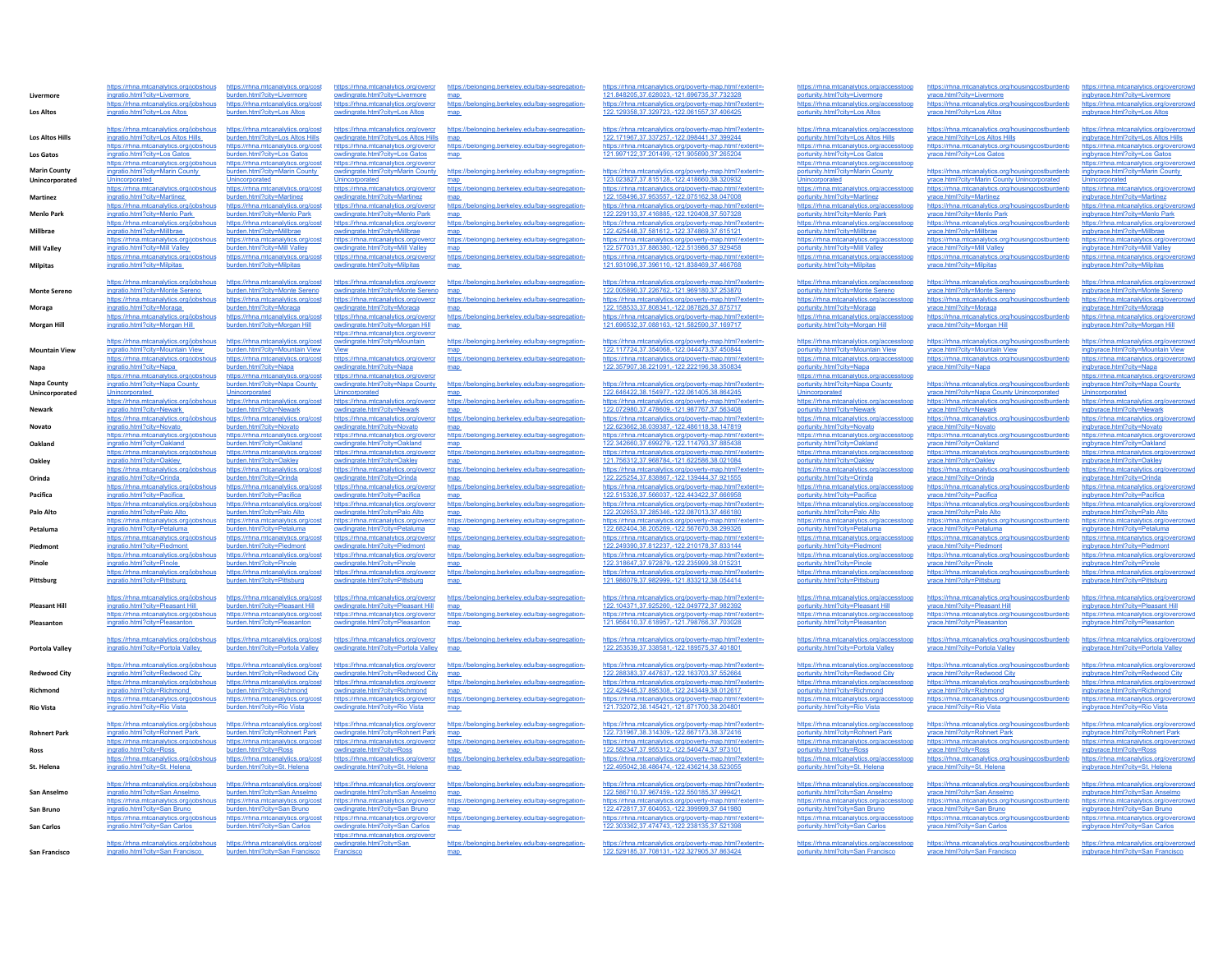| | | | | | | | | |
|---|---|---|---|---|---|---|---|---|
| **Livermore** | https://rhna.mtcanalytics.org/jobshousingratio.html?city=Livermore | https://rhna.mtcanalytics.org/costburden.html?city=Livermore | https://rhna.mtcanalytics.org/overcrowdingrate.html?city=Livermore | https://belonging.berkeley.edu/bay-segregation-map | https://rhna.mtcanalytics.org/poverty-map.html?extent=-121.848205,37.628023,-121.696735,37.732328 | https://rhna.mtcanalytics.org/accesstoopportunity.html?city=Livermore | https://rhna.mtcanalytics.org/housingcostburdenbyrace.html?city=Livermore | https://rhna.mtcanalytics.org/overcrowdingbyrace.html?city=Livermore |
| **Los Altos** | https://rhna.mtcanalytics.org/jobshousingratio.html?city=Los Altos | https://rhna.mtcanalytics.org/costburden.html?city=Los Altos | https://rhna.mtcanalytics.org/overcrowdingrate.html?city=Los Altos | https://belonging.berkeley.edu/bay-segregation-map | https://rhna.mtcanalytics.org/poverty-map.html?extent=-122.129358,37.329723,-122.061557,37.406425 | https://rhna.mtcanalytics.org/accesstoopportunity.html?city=Los Altos | https://rhna.mtcanalytics.org/housingcostburdenbyrace.html?city=Los Altos | https://rhna.mtcanalytics.org/overcrowdingbyrace.html?city=Los Altos |
| **Los Altos Hills** | https://rhna.mtcanalytics.org/jobshousingratio.html?city=Los Altos Hills | https://rhna.mtcanalytics.org/costburden.html?city=Los Altos Hills | https://rhna.mtcanalytics.org/overcrowdingrate.html?city=Los Altos Hills | https://belonging.berkeley.edu/bay-segregation-map | https://rhna.mtcanalytics.org/poverty-map.html?extent=-122.171967,37.337257,-122.098441,37.399244 | https://rhna.mtcanalytics.org/accesstoopportunity.html?city=Los Altos Hills | https://rhna.mtcanalytics.org/housingcostburdenbyrace.html?city=Los Altos Hills | https://rhna.mtcanalytics.org/overcrowdingbyrace.html?city=Los Altos Hills |
| **Los Gatos** | https://rhna.mtcanalytics.org/jobshousingratio.html?city=Los Gatos | https://rhna.mtcanalytics.org/costburden.html?city=Los Gatos | https://rhna.mtcanalytics.org/overcrowdingrate.html?city=Los Gatos | https://belonging.berkeley.edu/bay-segregation-map | https://rhna.mtcanalytics.org/poverty-map.html?extent=-121.997122,37.201499,-121.905690,37.265204 | https://rhna.mtcanalytics.org/accesstoopportunity.html?city=Los Gatos | https://rhna.mtcanalytics.org/housingcostburdenbyrace.html?city=Los Gatos | https://rhna.mtcanalytics.org/overcrowdingbyrace.html?city=Los Gatos |
| **Marin County Unincorporated** | https://rhna.mtcanalytics.org/jobshousingratio.html?city=Marin County Unincorporated | https://rhna.mtcanalytics.org/costburden.html?city=Marin County Unincorporated | https://rhna.mtcanalytics.org/overcrowdingrate.html?city=Marin County Unincorporated | https://belonging.berkeley.edu/bay-segregation-map | https://rhna.mtcanalytics.org/poverty-map.html?extent=-123.023827,37.815128,-122.418860,38.320932 | https://rhna.mtcanalytics.org/accesstoopportunity.html?city=Marin County Unincorporated | https://rhna.mtcanalytics.org/housingcostburdenbyrace.html?city=Marin County Unincorporated | https://rhna.mtcanalytics.org/overcrowdingbyrace.html?city=Marin County Unincorporated |
| **Martinez** | https://rhna.mtcanalytics.org/jobshousingratio.html?city=Martinez | https://rhna.mtcanalytics.org/costburden.html?city=Martinez | https://rhna.mtcanalytics.org/overcrowdingrate.html?city=Martinez | https://belonging.berkeley.edu/bay-segregation-map | https://rhna.mtcanalytics.org/poverty-map.html?extent=-122.158496,37.953557,-122.075162,38.047008 | https://rhna.mtcanalytics.org/accesstoopportunity.html?city=Martinez | https://rhna.mtcanalytics.org/housingcostburdenbyrace.html?city=Martinez | https://rhna.mtcanalytics.org/overcrowdingbyrace.html?city=Martinez |
| **Menlo Park** | https://rhna.mtcanalytics.org/jobshousingratio.html?city=Menlo Park | https://rhna.mtcanalytics.org/costburden.html?city=Menlo Park | https://rhna.mtcanalytics.org/overcrowdingrate.html?city=Menlo Park | https://belonging.berkeley.edu/bay-segregation-map | https://rhna.mtcanalytics.org/poverty-map.html?extent=-122.229133,37.416885,-122.120408,37.507328 | https://rhna.mtcanalytics.org/accesstoopportunity.html?city=Menlo Park | https://rhna.mtcanalytics.org/housingcostburdenbyrace.html?city=Menlo Park | https://rhna.mtcanalytics.org/overcrowdingbyrace.html?city=Menlo Park |
| **Millbrae** | https://rhna.mtcanalytics.org/jobshousingratio.html?city=Millbrae | https://rhna.mtcanalytics.org/costburden.html?city=Millbrae | https://rhna.mtcanalytics.org/overcrowdingrate.html?city=Millbrae | https://belonging.berkeley.edu/bay-segregation-map | https://rhna.mtcanalytics.org/poverty-map.html?extent=-122.425448,37.581612,-122.374869,37.615121 | https://rhna.mtcanalytics.org/accesstoopportunity.html?city=Millbrae | https://rhna.mtcanalytics.org/housingcostburdenbyrace.html?city=Millbrae | https://rhna.mtcanalytics.org/overcrowdingbyrace.html?city=Millbrae |
| **Mill Valley** | https://rhna.mtcanalytics.org/jobshousingratio.html?city=Mill Valley | https://rhna.mtcanalytics.org/costburden.html?city=Mill Valley | https://rhna.mtcanalytics.org/overcrowdingrate.html?city=Mill Valley | https://belonging.berkeley.edu/bay-segregation-map | https://rhna.mtcanalytics.org/poverty-map.html?extent=-122.577031,37.886380,-122.513986,37.929458 | https://rhna.mtcanalytics.org/accesstoopportunity.html?city=Mill Valley | https://rhna.mtcanalytics.org/housingcostburdenbyrace.html?city=Mill Valley | https://rhna.mtcanalytics.org/overcrowdingbyrace.html?city=Mill Valley |
| **Milpitas** | https://rhna.mtcanalytics.org/jobshousingratio.html?city=Milpitas | https://rhna.mtcanalytics.org/costburden.html?city=Milpitas | https://rhna.mtcanalytics.org/overcrowdingrate.html?city=Milpitas | https://belonging.berkeley.edu/bay-segregation-map | https://rhna.mtcanalytics.org/poverty-map.html?extent=-121.931096,37.396110,-121.838469,37.466768 | https://rhna.mtcanalytics.org/accesstoopportunity.html?city=Milpitas | https://rhna.mtcanalytics.org/housingcostburdenbyrace.html?city=Milpitas | https://rhna.mtcanalytics.org/overcrowdingbyrace.html?city=Milpitas |
| **Monte Sereno** | https://rhna.mtcanalytics.org/jobshousingratio.html?city=Monte Sereno | https://rhna.mtcanalytics.org/costburden.html?city=Monte Sereno | https://rhna.mtcanalytics.org/overcrowdingrate.html?city=Monte Sereno | https://belonging.berkeley.edu/bay-segregation-map | https://rhna.mtcanalytics.org/poverty-map.html?extent=-122.005890,37.226762,-121.969180,37.253870 | https://rhna.mtcanalytics.org/accesstoopportunity.html?city=Monte Sereno | https://rhna.mtcanalytics.org/housingcostburdenbyrace.html?city=Monte Sereno | https://rhna.mtcanalytics.org/overcrowdingbyrace.html?city=Monte Sereno |
| **Moraga** | https://rhna.mtcanalytics.org/jobshousingratio.html?city=Moraga | https://rhna.mtcanalytics.org/costburden.html?city=Moraga | https://rhna.mtcanalytics.org/overcrowdingrate.html?city=Moraga | https://belonging.berkeley.edu/bay-segregation-map | https://rhna.mtcanalytics.org/poverty-map.html?extent=-122.158533,37.808341,-122.087626,37.875717 | https://rhna.mtcanalytics.org/accesstoopportunity.html?city=Moraga | https://rhna.mtcanalytics.org/housingcostburdenbyrace.html?city=Moraga | https://rhna.mtcanalytics.org/overcrowdingbyrace.html?city=Moraga |
| **Morgan Hill** | https://rhna.mtcanalytics.org/jobshousingratio.html?city=Morgan Hill | https://rhna.mtcanalytics.org/costburden.html?city=Morgan Hill | https://rhna.mtcanalytics.org/overcrowdingrate.html?city=Morgan Hill | https://belonging.berkeley.edu/bay-segregation-map | https://rhna.mtcanalytics.org/poverty-map.html?extent=-121.696532,37.088163,-121.582590,37.169717 | https://rhna.mtcanalytics.org/accesstoopportunity.html?city=Morgan Hill | https://rhna.mtcanalytics.org/housingcostburdenbyrace.html?city=Morgan Hill | https://rhna.mtcanalytics.org/overcrowdingbyrace.html?city=Morgan Hill |
| **Mountain View** | https://rhna.mtcanalytics.org/jobshousingratio.html?city=Mountain View | https://rhna.mtcanalytics.org/costburden.html?city=Mountain View | https://rhna.mtcanalytics.org/overcrowdingrate.html?city=Mountain View | https://belonging.berkeley.edu/bay-segregation-map | https://rhna.mtcanalytics.org/poverty-map.html?extent=-122.117724,37.354068,-122.044473,37.450844 | https://rhna.mtcanalytics.org/accesstoopportunity.html?city=Mountain View | https://rhna.mtcanalytics.org/housingcostburdenbyrace.html?city=Mountain View | https://rhna.mtcanalytics.org/overcrowdingbyrace.html?city=Mountain View |
| **Napa** | https://rhna.mtcanalytics.org/jobshousingratio.html?city=Napa | https://rhna.mtcanalytics.org/costburden.html?city=Napa | https://rhna.mtcanalytics.org/overcrowdingrate.html?city=Napa | https://belonging.berkeley.edu/bay-segregation-map | https://rhna.mtcanalytics.org/poverty-map.html?extent=-122.357907,38.221091,-122.222196,38.350834 | https://rhna.mtcanalytics.org/accesstoopportunity.html?city=Napa | https://rhna.mtcanalytics.org/housingcostburdenbyrace.html?city=Napa | https://rhna.mtcanalytics.org/overcrowdingbyrace.html?city=Napa |
| **Napa County Unincorporated** | https://rhna.mtcanalytics.org/jobshousingratio.html?city=Napa County Unincorporated | https://rhna.mtcanalytics.org/costburden.html?city=Napa County Unincorporated | https://rhna.mtcanalytics.org/overcrowdingrate.html?city=Napa County Unincorporated | https://belonging.berkeley.edu/bay-segregation-map | https://rhna.mtcanalytics.org/poverty-map.html?extent=-122.646422,38.154977,-122.061405,38.864245 | https://rhna.mtcanalytics.org/accesstoopportunity.html?city=Napa County Unincorporated | https://rhna.mtcanalytics.org/housingcostburdenbyrace.html?city=Napa County Unincorporated | https://rhna.mtcanalytics.org/overcrowdingbyrace.html?city=Napa County Unincorporated |
| **Newark** | https://rhna.mtcanalytics.org/jobshousingratio.html?city=Newark | https://rhna.mtcanalytics.org/costburden.html?city=Newark | https://rhna.mtcanalytics.org/overcrowdingrate.html?city=Newark | https://belonging.berkeley.edu/bay-segregation-map | https://rhna.mtcanalytics.org/poverty-map.html?extent=-122.072980,37.478609,-121.987767,37.563408 | https://rhna.mtcanalytics.org/accesstoopportunity.html?city=Newark | https://rhna.mtcanalytics.org/housingcostburdenbyrace.html?city=Newark | https://rhna.mtcanalytics.org/overcrowdingbyrace.html?city=Newark |
| **Novato** | https://rhna.mtcanalytics.org/jobshousingratio.html?city=Novato | https://rhna.mtcanalytics.org/costburden.html?city=Novato | https://rhna.mtcanalytics.org/overcrowdingrate.html?city=Novato | https://belonging.berkeley.edu/bay-segregation-map | https://rhna.mtcanalytics.org/poverty-map.html?extent=-122.623662,38.039387,-122.486118,38.147819 | https://rhna.mtcanalytics.org/accesstoopportunity.html?city=Novato | https://rhna.mtcanalytics.org/housingcostburdenbyrace.html?city=Novato | https://rhna.mtcanalytics.org/overcrowdingbyrace.html?city=Novato |
| **Oakland** | https://rhna.mtcanalytics.org/jobshousingratio.html?city=Oakland | https://rhna.mtcanalytics.org/costburden.html?city=Oakland | https://rhna.mtcanalytics.org/overcrowdingrate.html?city=Oakland | https://belonging.berkeley.edu/bay-segregation-map | https://rhna.mtcanalytics.org/poverty-map.html?extent=-122.342680,37.699279,-122.114793,37.885438 | https://rhna.mtcanalytics.org/accesstoopportunity.html?city=Oakland | https://rhna.mtcanalytics.org/housingcostburdenbyrace.html?city=Oakland | https://rhna.mtcanalytics.org/overcrowdingbyrace.html?city=Oakland |
| **Oakley** | https://rhna.mtcanalytics.org/jobshousingratio.html?city=Oakley | https://rhna.mtcanalytics.org/costburden.html?city=Oakley | https://rhna.mtcanalytics.org/overcrowdingrate.html?city=Oakley | https://belonging.berkeley.edu/bay-segregation-map | https://rhna.mtcanalytics.org/poverty-map.html?extent=-121.756312,37.968784,-121.622586,38.021084 | https://rhna.mtcanalytics.org/accesstoopportunity.html?city=Oakley | https://rhna.mtcanalytics.org/housingcostburdenbyrace.html?city=Oakley | https://rhna.mtcanalytics.org/overcrowdingbyrace.html?city=Oakley |
| **Orinda** | https://rhna.mtcanalytics.org/jobshousingratio.html?city=Orinda | https://rhna.mtcanalytics.org/costburden.html?city=Orinda | https://rhna.mtcanalytics.org/overcrowdingrate.html?city=Orinda | https://belonging.berkeley.edu/bay-segregation-map | https://rhna.mtcanalytics.org/poverty-map.html?extent=-122.225254,37.838867,-122.139444,37.921555 | https://rhna.mtcanalytics.org/accesstoopportunity.html?city=Orinda | https://rhna.mtcanalytics.org/housingcostburdenbyrace.html?city=Orinda | https://rhna.mtcanalytics.org/overcrowdingbyrace.html?city=Orinda |
| **Pacifica** | https://rhna.mtcanalytics.org/jobshousingratio.html?city=Pacifica | https://rhna.mtcanalytics.org/costburden.html?city=Pacifica | https://rhna.mtcanalytics.org/overcrowdingrate.html?city=Pacifica | https://belonging.berkeley.edu/bay-segregation-map | https://rhna.mtcanalytics.org/poverty-map.html?extent=-122.515326,37.566037,-122.443422,37.666958 | https://rhna.mtcanalytics.org/accesstoopportunity.html?city=Pacifica | https://rhna.mtcanalytics.org/housingcostburdenbyrace.html?city=Pacifica | https://rhna.mtcanalytics.org/overcrowdingbyrace.html?city=Pacifica |
| **Palo Alto** | https://rhna.mtcanalytics.org/jobshousingratio.html?city=Palo Alto | https://rhna.mtcanalytics.org/costburden.html?city=Palo Alto | https://rhna.mtcanalytics.org/overcrowdingrate.html?city=Palo Alto | https://belonging.berkeley.edu/bay-segregation-map | https://rhna.mtcanalytics.org/poverty-map.html?extent=-122.202653,37.285346,-122.087013,37.466180 | https://rhna.mtcanalytics.org/accesstoopportunity.html?city=Palo Alto | https://rhna.mtcanalytics.org/housingcostburdenbyrace.html?city=Palo Alto | https://rhna.mtcanalytics.org/overcrowdingbyrace.html?city=Palo Alto |
| **Petaluma** | https://rhna.mtcanalytics.org/jobshousingratio.html?city=Petaluma | https://rhna.mtcanalytics.org/costburden.html?city=Petaluma | https://rhna.mtcanalytics.org/overcrowdingrate.html?city=Petaluma | https://belonging.berkeley.edu/bay-segregation-map | https://rhna.mtcanalytics.org/poverty-map.html?extent=-122.682404,38.205269,-122.567670,38.299326 | https://rhna.mtcanalytics.org/accesstoopportunity.html?city=Petaluma | https://rhna.mtcanalytics.org/housingcostburdenbyrace.html?city=Petaluma | https://rhna.mtcanalytics.org/overcrowdingbyrace.html?city=Petaluma |
| **Piedmont** | https://rhna.mtcanalytics.org/jobshousingratio.html?city=Piedmont | https://rhna.mtcanalytics.org/costburden.html?city=Piedmont | https://rhna.mtcanalytics.org/overcrowdingrate.html?city=Piedmont | https://belonging.berkeley.edu/bay-segregation-map | https://rhna.mtcanalytics.org/poverty-map.html?extent=-122.249390,37.812237,-122.210178,37.833144 | https://rhna.mtcanalytics.org/accesstoopportunity.html?city=Piedmont | https://rhna.mtcanalytics.org/housingcostburdenbyrace.html?city=Piedmont | https://rhna.mtcanalytics.org/overcrowdingbyrace.html?city=Piedmont |
| **Pinole** | https://rhna.mtcanalytics.org/jobshousingratio.html?city=Pinole | https://rhna.mtcanalytics.org/costburden.html?city=Pinole | https://rhna.mtcanalytics.org/overcrowdingrate.html?city=Pinole | https://belonging.berkeley.edu/bay-segregation-map | https://rhna.mtcanalytics.org/poverty-map.html?extent=-122.318647,37.972879,-122.235999,38.015231 | https://rhna.mtcanalytics.org/accesstoopportunity.html?city=Pinole | https://rhna.mtcanalytics.org/housingcostburdenbyrace.html?city=Pinole | https://rhna.mtcanalytics.org/overcrowdingbyrace.html?city=Pinole |
| **Pittsburg** | https://rhna.mtcanalytics.org/jobshousingratio.html?city=Pittsburg | https://rhna.mtcanalytics.org/costburden.html?city=Pittsburg | https://rhna.mtcanalytics.org/overcrowdingrate.html?city=Pittsburg | https://belonging.berkeley.edu/bay-segregation-map | https://rhna.mtcanalytics.org/poverty-map.html?extent=-121.986079,37.982999,-121.833212,38.054414 | https://rhna.mtcanalytics.org/accesstoopportunity.html?city=Pittsburg | https://rhna.mtcanalytics.org/housingcostburdenbyrace.html?city=Pittsburg | https://rhna.mtcanalytics.org/overcrowdingbyrace.html?city=Pittsburg |
| **Pleasant Hill** | https://rhna.mtcanalytics.org/jobshousingratio.html?city=Pleasant Hill | https://rhna.mtcanalytics.org/costburden.html?city=Pleasant Hill | https://rhna.mtcanalytics.org/overcrowdingrate.html?city=Pleasant Hill | https://belonging.berkeley.edu/bay-segregation-map | https://rhna.mtcanalytics.org/poverty-map.html?extent=-122.104371,37.925260,-122.049772,37.982392 | https://rhna.mtcanalytics.org/accesstoopportunity.html?city=Pleasant Hill | https://rhna.mtcanalytics.org/housingcostburdenbyrace.html?city=Pleasant Hill | https://rhna.mtcanalytics.org/overcrowdingbyrace.html?city=Pleasant Hill |
| **Pleasanton** | https://rhna.mtcanalytics.org/jobshousingratio.html?city=Pleasanton | https://rhna.mtcanalytics.org/costburden.html?city=Pleasanton | https://rhna.mtcanalytics.org/overcrowdingrate.html?city=Pleasanton | https://belonging.berkeley.edu/bay-segregation-map | https://rhna.mtcanalytics.org/poverty-map.html?extent=-121.956410,37.618957,-121.798766,37.703028 | https://rhna.mtcanalytics.org/accesstoopportunity.html?city=Pleasanton | https://rhna.mtcanalytics.org/housingcostburdenbyrace.html?city=Pleasanton | https://rhna.mtcanalytics.org/overcrowdingbyrace.html?city=Pleasanton |
| **Portola Valley** | https://rhna.mtcanalytics.org/jobshousingratio.html?city=Portola Valley | https://rhna.mtcanalytics.org/costburden.html?city=Portola Valley | https://rhna.mtcanalytics.org/overcrowdingrate.html?city=Portola Valley | https://belonging.berkeley.edu/bay-segregation-map | https://rhna.mtcanalytics.org/poverty-map.html?extent=-122.253539,37.338581,-122.189575,37.401801 | https://rhna.mtcanalytics.org/accesstoopportunity.html?city=Portola Valley | https://rhna.mtcanalytics.org/housingcostburdenbyrace.html?city=Portola Valley | https://rhna.mtcanalytics.org/overcrowdingbyrace.html?city=Portola Valley |
| **Redwood City** | https://rhna.mtcanalytics.org/jobshousingratio.html?city=Redwood City | https://rhna.mtcanalytics.org/costburden.html?city=Redwood City | https://rhna.mtcanalytics.org/overcrowdingrate.html?city=Redwood City | https://belonging.berkeley.edu/bay-segregation-map | https://rhna.mtcanalytics.org/poverty-map.html?extent=-122.288383,37.447637,-122.163703,37.552664 | https://rhna.mtcanalytics.org/accesstoopportunity.html?city=Redwood City | https://rhna.mtcanalytics.org/housingcostburdenbyrace.html?city=Redwood City | https://rhna.mtcanalytics.org/overcrowdingbyrace.html?city=Redwood City |
| **Richmond** | https://rhna.mtcanalytics.org/jobshousingratio.html?city=Richmond | https://rhna.mtcanalytics.org/costburden.html?city=Richmond | https://rhna.mtcanalytics.org/overcrowdingrate.html?city=Richmond | https://belonging.berkeley.edu/bay-segregation-map | https://rhna.mtcanalytics.org/poverty-map.html?extent=-122.429445,37.895308,-122.243449,38.012617 | https://rhna.mtcanalytics.org/accesstoopportunity.html?city=Richmond | https://rhna.mtcanalytics.org/housingcostburdenbyrace.html?city=Richmond | https://rhna.mtcanalytics.org/overcrowdingbyrace.html?city=Richmond |
| **Rio Vista** | https://rhna.mtcanalytics.org/jobshousingratio.html?city=Rio Vista | https://rhna.mtcanalytics.org/costburden.html?city=Rio Vista | https://rhna.mtcanalytics.org/overcrowdingrate.html?city=Rio Vista | https://belonging.berkeley.edu/bay-segregation-map | https://rhna.mtcanalytics.org/poverty-map.html?extent=-121.732072,38.145421,-121.671700,38.204801 | https://rhna.mtcanalytics.org/accesstoopportunity.html?city=Rio Vista | https://rhna.mtcanalytics.org/housingcostburdenbyrace.html?city=Rio Vista | https://rhna.mtcanalytics.org/overcrowdingbyrace.html?city=Rio Vista |
| **Rohnert Park** | https://rhna.mtcanalytics.org/jobshousingratio.html?city=Rohnert Park | https://rhna.mtcanalytics.org/costburden.html?city=Rohnert Park | https://rhna.mtcanalytics.org/overcrowdingrate.html?city=Rohnert Park | https://belonging.berkeley.edu/bay-segregation-map | https://rhna.mtcanalytics.org/poverty-map.html?extent=-122.731967,38.314309,-122.667173,38.372416 | https://rhna.mtcanalytics.org/accesstoopportunity.html?city=Rohnert Park | https://rhna.mtcanalytics.org/housingcostburdenbyrace.html?city=Rohnert Park | https://rhna.mtcanalytics.org/overcrowdingbyrace.html?city=Rohnert Park |
| **Ross** | https://rhna.mtcanalytics.org/jobshousingratio.html?city=Ross | https://rhna.mtcanalytics.org/costburden.html?city=Ross | https://rhna.mtcanalytics.org/overcrowdingrate.html?city=Ross | https://belonging.berkeley.edu/bay-segregation-map | https://rhna.mtcanalytics.org/poverty-map.html?extent=-122.582347,37.955312,-122.540474,37.973101 | https://rhna.mtcanalytics.org/accesstoopportunity.html?city=Ross | https://rhna.mtcanalytics.org/housingcostburdenbyrace.html?city=Ross | https://rhna.mtcanalytics.org/overcrowdingbyrace.html?city=Ross |
| **St. Helena** | https://rhna.mtcanalytics.org/jobshousingratio.html?city=St. Helena | https://rhna.mtcanalytics.org/costburden.html?city=St. Helena | https://rhna.mtcanalytics.org/overcrowdingrate.html?city=St. Helena | https://belonging.berkeley.edu/bay-segregation-map | https://rhna.mtcanalytics.org/poverty-map.html?extent=-122.495042,38.486474,-122.436214,38.523055 | https://rhna.mtcanalytics.org/accesstoopportunity.html?city=St. Helena | https://rhna.mtcanalytics.org/housingcostburdenbyrace.html?city=St. Helena | https://rhna.mtcanalytics.org/overcrowdingbyrace.html?city=St. Helena |
| **San Anselmo** | https://rhna.mtcanalytics.org/jobshousingratio.html?city=San Anselmo | https://rhna.mtcanalytics.org/costburden.html?city=San Anselmo | https://rhna.mtcanalytics.org/overcrowdingrate.html?city=San Anselmo | https://belonging.berkeley.edu/bay-segregation-map | https://rhna.mtcanalytics.org/poverty-map.html?extent=-122.588710,37.967459,-122.550185,37.999421 | https://rhna.mtcanalytics.org/accesstoopportunity.html?city=San Anselmo | https://rhna.mtcanalytics.org/housingcostburdenbyrace.html?city=San Anselmo | https://rhna.mtcanalytics.org/overcrowdingbyrace.html?city=San Anselmo |
| **San Bruno** | https://rhna.mtcanalytics.org/jobshousingratio.html?city=San Bruno | https://rhna.mtcanalytics.org/costburden.html?city=San Bruno | https://rhna.mtcanalytics.org/overcrowdingrate.html?city=San Bruno | https://belonging.berkeley.edu/bay-segregation-map | https://rhna.mtcanalytics.org/poverty-map.html?extent=-122.472817,37.604053,-122.399999,37.641980 | https://rhna.mtcanalytics.org/accesstoopportunity.html?city=San Bruno | https://rhna.mtcanalytics.org/housingcostburdenbyrace.html?city=San Bruno | https://rhna.mtcanalytics.org/overcrowdingbyrace.html?city=San Bruno |
| **San Carlos** | https://rhna.mtcanalytics.org/jobshousingratio.html?city=San Carlos | https://rhna.mtcanalytics.org/costburden.html?city=San Carlos | https://rhna.mtcanalytics.org/overcrowdingrate.html?city=San Carlos | https://belonging.berkeley.edu/bay-segregation-map | https://rhna.mtcanalytics.org/poverty-map.html?extent=-122.303362,37.474743,-122.238135,37.521398 | https://rhna.mtcanalytics.org/accesstoopportunity.html?city=San Carlos | https://rhna.mtcanalytics.org/housingcostburdenbyrace.html?city=San Carlos | https://rhna.mtcanalytics.org/overcrowdingbyrace.html?city=San Carlos |
| **San Francisco** | https://rhna.mtcanalytics.org/jobshousingratio.html?city=San Francisco | https://rhna.mtcanalytics.org/costburden.html?city=San Francisco | https://rhna.mtcanalytics.org/overcrowdingrate.html?city=San Francisco | https://belonging.berkeley.edu/bay-segregation-map | https://rhna.mtcanalytics.org/poverty-map.html?extent=-122.529185,37.708131,-122.327905,37.863424 | https://rhna.mtcanalytics.org/accesstoopportunity.html?city=San Francisco | https://rhna.mtcanalytics.org/housingcostburdenbyrace.html?city=San Francisco | https://rhna.mtcanalytics.org/overcrowdingbyrace.html?city=San Francisco |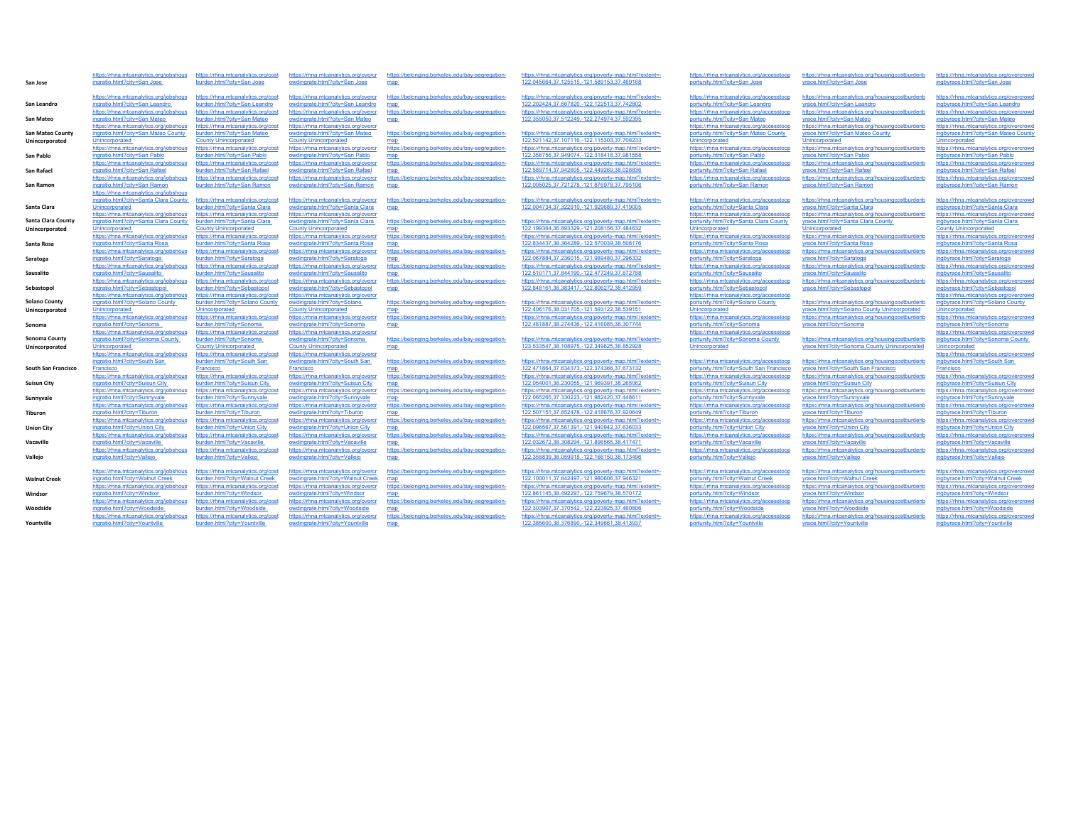| | | | | | | | | |
|---|---|---|---|---|---|---|---|---|
| **San Jose** | https://rhna.mtcanalytics.org/jobshousingratio.html?city=San Jose | https://rhna.mtcanalytics.org/costburden.html?city=San Jose | https://rhna.mtcanalytics.org/overcrowdingrate.html?city=San Jose | https://belonging.berkeley.edu/bay-segregation-map | https://rhna.mtcanalytics.org/poverty-map.html?extent=-122.045664,37.125515,-121.589153,37.469168 | https://rhna.mtcanalytics.org/accessopportunity.html?city=San Jose | https://rhna.mtcanalytics.org/housingcostburdenbyrace.html?city=San Jose | https://rhna.mtcanalytics.org/overcrowdingbyrace.html?city=San Jose |
| **San Leandro** | https://rhna.mtcanalytics.org/jobshousingratio.html?city=San Leandro | https://rhna.mtcanalytics.org/costburden.html?city=San Leandro | https://rhna.mtcanalytics.org/overcrowdingrate.html?city=San Leandro | https://belonging.berkeley.edu/bay-segregation-map | https://rhna.mtcanalytics.org/poverty-map.html?extent=-122.202424,37.667820,-122.122513,37.742802 | https://rhna.mtcanalytics.org/accessopportunity.html?city=San Leandro | https://rhna.mtcanalytics.org/housingcostburdenbyrace.html?city=San Leandro | https://rhna.mtcanalytics.org/overcrowdingbyrace.html?city=San Leandro |
| **San Mateo** | https://rhna.mtcanalytics.org/jobshousingratio.html?city=San Mateo | https://rhna.mtcanalytics.org/costburden.html?city=San Mateo | https://rhna.mtcanalytics.org/overcrowdingrate.html?city=San Mateo | https://belonging.berkeley.edu/bay-segregation-map | https://rhna.mtcanalytics.org/poverty-map.html?extent=-122.355050,37.512249,-122.274974,37.592395 | https://rhna.mtcanalytics.org/accessopportunity.html?city=San Mateo | https://rhna.mtcanalytics.org/housingcostburdenbyrace.html?city=San Mateo | https://rhna.mtcanalytics.org/overcrowdingbyrace.html?city=San Mateo |
| **San Mateo County Unincorporated** | https://rhna.mtcanalytics.org/jobshousingratio.html?city=San Mateo County Unincorporated | https://rhna.mtcanalytics.org/costburden.html?city=San Mateo County Unincorporated | https://rhna.mtcanalytics.org/overcrowdingrate.html?city=San Mateo County Unincorporated | https://belonging.berkeley.edu/bay-segregation-map | https://rhna.mtcanalytics.org/poverty-map.html?extent=-122.521142,37.107116,-122.115303,37.708233 | https://rhna.mtcanalytics.org/accessopportunity.html?city=San Mateo County Unincorporated | https://rhna.mtcanalytics.org/housingcostburdenbyrace.html?city=San Mateo County Unincorporated | https://rhna.mtcanalytics.org/overcrowdingbyrace.html?city=San Mateo County Unincorporated |
| **San Pablo** | https://rhna.mtcanalytics.org/jobshousingratio.html?city=San Pablo | https://rhna.mtcanalytics.org/costburden.html?city=San Pablo | https://rhna.mtcanalytics.org/overcrowdingrate.html?city=San Pablo | https://belonging.berkeley.edu/bay-segregation-map | https://rhna.mtcanalytics.org/poverty-map.html?extent=-122.358756,37.949074,-122.318418,37.981558 | https://rhna.mtcanalytics.org/accessopportunity.html?city=San Pablo | https://rhna.mtcanalytics.org/housingcostburdenbyrace.html?city=San Pablo | https://rhna.mtcanalytics.org/overcrowdingbyrace.html?city=San Pablo |
| **San Rafael** | https://rhna.mtcanalytics.org/jobshousingratio.html?city=San Rafael | https://rhna.mtcanalytics.org/costburden.html?city=San Rafael | https://rhna.mtcanalytics.org/overcrowdingrate.html?city=San Rafael | https://belonging.berkeley.edu/bay-segregation-map | https://rhna.mtcanalytics.org/poverty-map.html?extent=-122.589714,37.942605,-122.449269,38.028836 | https://rhna.mtcanalytics.org/accessopportunity.html?city=San Rafael | https://rhna.mtcanalytics.org/housingcostburdenbyrace.html?city=San Rafael | https://rhna.mtcanalytics.org/overcrowdingbyrace.html?city=San Rafael |
| **San Ramon** | https://rhna.mtcanalytics.org/jobshousingratio.html?city=San Ramon | https://rhna.mtcanalytics.org/costburden.html?city=San Ramon | https://rhna.mtcanalytics.org/overcrowdingrate.html?city=San Ramon | https://belonging.berkeley.edu/bay-segregation-map | https://rhna.mtcanalytics.org/poverty-map.html?extent=-122.005025,37.721278,-121.876978,37.795106 | https://rhna.mtcanalytics.org/accessopportunity.html?city=San Ramon | https://rhna.mtcanalytics.org/housingcostburdenbyrace.html?city=San Ramon | https://rhna.mtcanalytics.org/overcrowdingbyrace.html?city=San Ramon |
| **Santa Clara** | https://rhna.mtcanalytics.org/jobshousingratio.html?city=Santa Clara County | https://rhna.mtcanalytics.org/costburden.html?city=Santa Clara | https://rhna.mtcanalytics.org/overcrowdingrate.html?city=Santa Clara | https://belonging.berkeley.edu/bay-segregation-map | https://rhna.mtcanalytics.org/poverty-map.html?extent=-122.004734,37.322910,-121.929689,37.419005 | https://rhna.mtcanalytics.org/accessopportunity.html?city=Santa Clara | https://rhna.mtcanalytics.org/housingcostburdenbyrace.html?city=Santa Clara | https://rhna.mtcanalytics.org/overcrowdingbyrace.html?city=Santa Clara |
| **Santa Clara County Unincorporated** | https://rhna.mtcanalytics.org/jobshousingratio.html?city=Santa Clara County Unincorporated | https://rhna.mtcanalytics.org/costburden.html?city=Santa Clara County Unincorporated | https://rhna.mtcanalytics.org/overcrowdingrate.html?city=Santa Clara County Unincorporated | https://belonging.berkeley.edu/bay-segregation-map | https://rhna.mtcanalytics.org/poverty-map.html?extent=-122.199364,36.893329,-121.208156,37.484832 | https://rhna.mtcanalytics.org/accessopportunity.html?city=Santa Clara County Unincorporated | https://rhna.mtcanalytics.org/housingcostburdenbyrace.html?city=Santa Clara County Unincorporated | https://rhna.mtcanalytics.org/overcrowdingbyrace.html?city=Santa Clara County Unincorporated |
| **Santa Rosa** | https://rhna.mtcanalytics.org/jobshousingratio.html?city=Santa Rosa | https://rhna.mtcanalytics.org/costburden.html?city=Santa Rosa | https://rhna.mtcanalytics.org/overcrowdingrate.html?city=Santa Rosa | https://belonging.berkeley.edu/bay-segregation-map | https://rhna.mtcanalytics.org/poverty-map.html?extent=-122.834437,38.364289,-122.570039,38.508176 | https://rhna.mtcanalytics.org/accessopportunity.html?city=Santa Rosa | https://rhna.mtcanalytics.org/housingcostburdenbyrace.html?city=Santa Rosa | https://rhna.mtcanalytics.org/overcrowdingbyrace.html?city=Santa Rosa |
| **Saratoga** | https://rhna.mtcanalytics.org/jobshousingratio.html?city=Saratoga | https://rhna.mtcanalytics.org/costburden.html?city=Saratoga | https://rhna.mtcanalytics.org/overcrowdingrate.html?city=Saratoga | https://belonging.berkeley.edu/bay-segregation-map | https://rhna.mtcanalytics.org/poverty-map.html?extent=-122.067884,37.236015,-121.989480,37.296332 | https://rhna.mtcanalytics.org/accessopportunity.html?city=Saratoga | https://rhna.mtcanalytics.org/housingcostburdenbyrace.html?city=Saratoga | https://rhna.mtcanalytics.org/overcrowdingbyrace.html?city=Saratoga |
| **Sausalito** | https://rhna.mtcanalytics.org/jobshousingratio.html?city=Sausalito | https://rhna.mtcanalytics.org/costburden.html?city=Sausalito | https://rhna.mtcanalytics.org/overcrowdingrate.html?city=Sausalito | https://belonging.berkeley.edu/bay-segregation-map | https://rhna.mtcanalytics.org/poverty-map.html?extent=-122.510171,37.844190,-122.477249,37.872788 | https://rhna.mtcanalytics.org/accessopportunity.html?city=Sausalito | https://rhna.mtcanalytics.org/housingcostburdenbyrace.html?city=Sausalito | https://rhna.mtcanalytics.org/overcrowdingbyrace.html?city=Sausalito |
| **Sebastopol** | https://rhna.mtcanalytics.org/jobshousingratio.html?city=Sebastopol | https://rhna.mtcanalytics.org/costburden.html?city=Sebastopol | https://rhna.mtcanalytics.org/overcrowdingrate.html?city=Sebastopol | https://belonging.berkeley.edu/bay-segregation-map | https://rhna.mtcanalytics.org/poverty-map.html?extent=-122.848161,38.383417,-122.806272,38.412959 | https://rhna.mtcanalytics.org/accessopportunity.html?city=Sebastopol | https://rhna.mtcanalytics.org/housingcostburdenbyrace.html?city=Sebastopol | https://rhna.mtcanalytics.org/overcrowdingbyrace.html?city=Sebastopol |
| **Solano County Unincorporated** | https://rhna.mtcanalytics.org/jobshousingratio.html?city=Solano County Unincorporated | https://rhna.mtcanalytics.org/costburden.html?city=Solano County Unincorporated | https://rhna.mtcanalytics.org/overcrowdingrate.html?city=Solano County Unincorporated | https://belonging.berkeley.edu/bay-segregation-map | https://rhna.mtcanalytics.org/poverty-map.html?extent=-122.406176,38.031705,-121.593122,38.539151 | https://rhna.mtcanalytics.org/accessopportunity.html?city=Solano County Unincorporated | https://rhna.mtcanalytics.org/housingcostburdenbyrace.html?city=Solano County Unincorporated | https://rhna.mtcanalytics.org/overcrowdingbyrace.html?city=Solano County Unincorporated |
| **Sonoma** | https://rhna.mtcanalytics.org/jobshousingratio.html?city=Sonoma | https://rhna.mtcanalytics.org/costburden.html?city=Sonoma | https://rhna.mtcanalytics.org/overcrowdingrate.html?city=Sonoma | https://belonging.berkeley.edu/bay-segregation-map | https://rhna.mtcanalytics.org/poverty-map.html?extent=-122.481887,38.274436,-122.416085,38.307744 | https://rhna.mtcanalytics.org/accessopportunity.html?city=Sonoma | https://rhna.mtcanalytics.org/housingcostburdenbyrace.html?city=Sonoma | https://rhna.mtcanalytics.org/overcrowdingbyrace.html?city=Sonoma |
| **Sonoma County Unincorporated** | https://rhna.mtcanalytics.org/jobshousingratio.html?city=Sonoma County Unincorporated | https://rhna.mtcanalytics.org/costburden.html?city=Sonoma County Unincorporated | https://rhna.mtcanalytics.org/overcrowdingrate.html?city=Sonoma County Unincorporated | https://belonging.berkeley.edu/bay-segregation-map | https://rhna.mtcanalytics.org/poverty-map.html?extent=-123.533547,38.108975,-122.349625,38.852928 | https://rhna.mtcanalytics.org/accessopportunity.html?city=Sonoma County Unincorporated | https://rhna.mtcanalytics.org/housingcostburdenbyrace.html?city=Sonoma County Unincorporated | https://rhna.mtcanalytics.org/overcrowdingbyrace.html?city=Sonoma County Unincorporated |
| **South San Francisco** | https://rhna.mtcanalytics.org/jobshousingratio.html?city=South San Francisco | https://rhna.mtcanalytics.org/costburden.html?city=South San Francisco | https://rhna.mtcanalytics.org/overcrowdingrate.html?city=South San Francisco | https://belonging.berkeley.edu/bay-segregation-map | https://rhna.mtcanalytics.org/poverty-map.html?extent=-122.471864,37.634373,-122.374366,37.673132 | https://rhna.mtcanalytics.org/accessopportunity.html?city=South San Francisco | https://rhna.mtcanalytics.org/housingcostburdenbyrace.html?city=South San Francisco | https://rhna.mtcanalytics.org/overcrowdingbyrace.html?city=South San Francisco |
| **Suisun City** | https://rhna.mtcanalytics.org/jobshousingratio.html?city=Suisun City | https://rhna.mtcanalytics.org/costburden.html?city=Suisun City | https://rhna.mtcanalytics.org/overcrowdingrate.html?city=Suisun City | https://belonging.berkeley.edu/bay-segregation-map | https://rhna.mtcanalytics.org/poverty-map.html?extent=-122.054001,38.230055,-121.969391,38.265062 | https://rhna.mtcanalytics.org/accessopportunity.html?city=Suisun City | https://rhna.mtcanalytics.org/housingcostburdenbyrace.html?city=Suisun City | https://rhna.mtcanalytics.org/overcrowdingbyrace.html?city=Suisun City |
| **Sunnyvale** | https://rhna.mtcanalytics.org/jobshousingratio.html?city=Sunnyvale | https://rhna.mtcanalytics.org/costburden.html?city=Sunnyvale | https://rhna.mtcanalytics.org/overcrowdingrate.html?city=Sunnyvale | https://belonging.berkeley.edu/bay-segregation-map | https://rhna.mtcanalytics.org/poverty-map.html?extent=-122.065265,37.330223,-121.982420,37.448611 | https://rhna.mtcanalytics.org/accessopportunity.html?city=Sunnyvale | https://rhna.mtcanalytics.org/housingcostburdenbyrace.html?city=Sunnyvale | https://rhna.mtcanalytics.org/overcrowdingbyrace.html?city=Sunnyvale |
| **Tiburon** | https://rhna.mtcanalytics.org/jobshousingratio.html?city=Tiburon | https://rhna.mtcanalytics.org/costburden.html?city=Tiburon | https://rhna.mtcanalytics.org/overcrowdingrate.html?city=Tiburon | https://belonging.berkeley.edu/bay-segregation-map | https://rhna.mtcanalytics.org/poverty-map.html?extent=-122.507151,37.852478,-122.418676,37.920649 | https://rhna.mtcanalytics.org/accessopportunity.html?city=Tiburon | https://rhna.mtcanalytics.org/housingcostburdenbyrace.html?city=Tiburon | https://rhna.mtcanalytics.org/overcrowdingbyrace.html?city=Tiburon |
| **Union City** | https://rhna.mtcanalytics.org/jobshousingratio.html?city=Union City | https://rhna.mtcanalytics.org/costburden.html?city=Union City | https://rhna.mtcanalytics.org/overcrowdingrate.html?city=Union City | https://belonging.berkeley.edu/bay-segregation-map | https://rhna.mtcanalytics.org/poverty-map.html?extent=-122.096567,37.561391,-121.940942,37.636033 | https://rhna.mtcanalytics.org/accessopportunity.html?city=Union City | https://rhna.mtcanalytics.org/housingcostburdenbyrace.html?city=Union City | https://rhna.mtcanalytics.org/overcrowdingbyrace.html?city=Union City |
| **Vacaville** | https://rhna.mtcanalytics.org/jobshousingratio.html?city=Vacaville | https://rhna.mtcanalytics.org/costburden.html?city=Vacaville | https://rhna.mtcanalytics.org/overcrowdingrate.html?city=Vacaville | https://belonging.berkeley.edu/bay-segregation-map | https://rhna.mtcanalytics.org/poverty-map.html?extent=-122.032672,38.308294,-121.896565,38.417471 | https://rhna.mtcanalytics.org/accessopportunity.html?city=Vacaville | https://rhna.mtcanalytics.org/housingcostburdenbyrace.html?city=Vacaville | https://rhna.mtcanalytics.org/overcrowdingbyrace.html?city=Vacaville |
| **Vallejo** | https://rhna.mtcanalytics.org/jobshousingratio.html?city=Vallejo | https://rhna.mtcanalytics.org/costburden.html?city=Vallejo | https://rhna.mtcanalytics.org/overcrowdingrate.html?city=Vallejo | https://belonging.berkeley.edu/bay-segregation-map | https://rhna.mtcanalytics.org/poverty-map.html?extent=-122.358839,38.059918,-122.166150,38.173496 | https://rhna.mtcanalytics.org/accessopportunity.html?city=Vallejo | https://rhna.mtcanalytics.org/housingcostburdenbyrace.html?city=Vallejo | https://rhna.mtcanalytics.org/overcrowdingbyrace.html?city=Vallejo |
| **Walnut Creek** | https://rhna.mtcanalytics.org/jobshousingratio.html?city=Walnut Creek | https://rhna.mtcanalytics.org/costburden.html?city=Walnut Creek | https://rhna.mtcanalytics.org/overcrowdingrate.html?city=Walnut Creek | https://belonging.berkeley.edu/bay-segregation-map | https://rhna.mtcanalytics.org/poverty-map.html?extent=-122.100011,37.842497,-121.980606,37.946321 | https://rhna.mtcanalytics.org/accessopportunity.html?city=Walnut Creek | https://rhna.mtcanalytics.org/housingcostburdenbyrace.html?city=Walnut Creek | https://rhna.mtcanalytics.org/overcrowdingbyrace.html?city=Walnut Creek |
| **Windsor** | https://rhna.mtcanalytics.org/jobshousingratio.html?city=Windsor | https://rhna.mtcanalytics.org/costburden.html?city=Windsor | https://rhna.mtcanalytics.org/overcrowdingrate.html?city=Windsor | https://belonging.berkeley.edu/bay-segregation-map | https://rhna.mtcanalytics.org/poverty-map.html?extent=-122.861145,38.492297,-122.759679,38.570172 | https://rhna.mtcanalytics.org/accessopportunity.html?city=Windsor | https://rhna.mtcanalytics.org/housingcostburdenbyrace.html?city=Windsor | https://rhna.mtcanalytics.org/overcrowdingbyrace.html?city=Windsor |
| **Woodside** | https://rhna.mtcanalytics.org/jobshousingratio.html?city=Woodside | https://rhna.mtcanalytics.org/costburden.html?city=Woodside | https://rhna.mtcanalytics.org/overcrowdingrate.html?city=Woodside | https://belonging.berkeley.edu/bay-segregation-map | https://rhna.mtcanalytics.org/poverty-map.html?extent=-122.303907,37.370542,-122.223925,37.460806 | https://rhna.mtcanalytics.org/accessopportunity.html?city=Woodside | https://rhna.mtcanalytics.org/housingcostburdenbyrace.html?city=Woodside | https://rhna.mtcanalytics.org/overcrowdingbyrace.html?city=Woodside |
| **Yountville** | https://rhna.mtcanalytics.org/jobshousingratio.html?city=Yountville | https://rhna.mtcanalytics.org/costburden.html?city=Yountville | https://rhna.mtcanalytics.org/overcrowdingrate.html?city=Yountville | https://belonging.berkeley.edu/bay-segregation-map | https://rhna.mtcanalytics.org/poverty-map.html?extent=-122.385600,38.376890,-122.349661,38.413937 | https://rhna.mtcanalytics.org/accessopportunity.html?city=Yountville | https://rhna.mtcanalytics.org/housingcostburdenbyrace.html?city=Yountville | https://rhna.mtcanalytics.org/overcrowdingbyrace.html?city=Yountville |